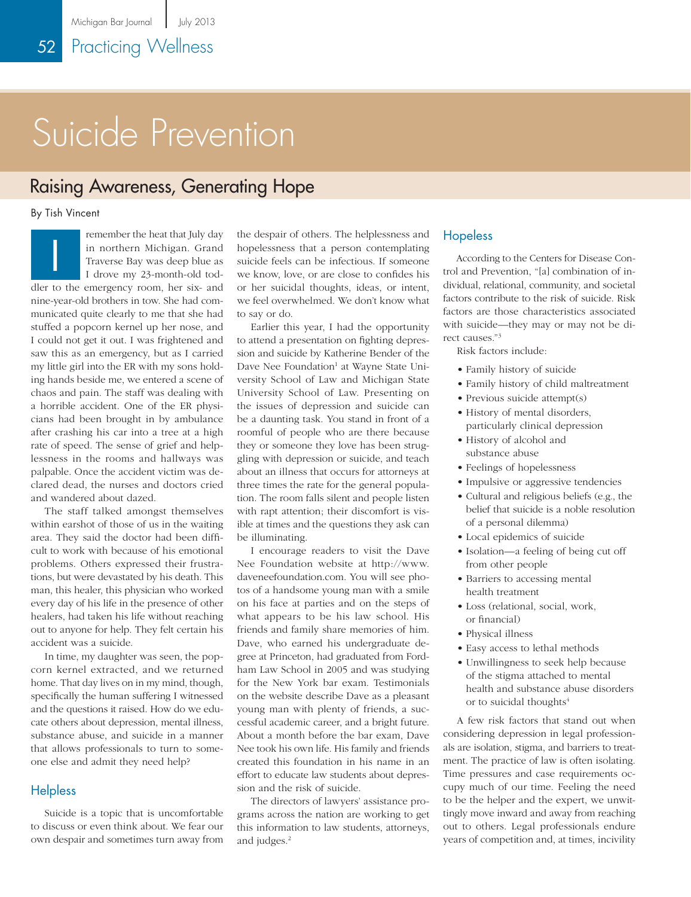# Suicide Prevention

## Raising Awareness, Generating Hope

By Tish Vincent

I remember the heat that July day in northern Michigan. Grand Traverse Bay was deep blue as I drove my 23-month-old toddler to the emergency room, her six- and nine-year-old brothers in tow. She had communicated quite clearly to me that she had stuffed a popcorn kernel up her nose, and I could not get it out. I was frightened and saw this as an emergency, but as I carried my little girl into the ER with my sons holding hands beside me, we entered a scene of chaos and pain. The staff was dealing with a horrible accident. One of the ER physicians had been brought in by ambulance after crashing his car into a tree at a high rate of speed. The sense of grief and helplessness in the rooms and hallways was palpable. Once the accident victim was declared dead, the nurses and doctors cried and wandered about dazed.

The staff talked amongst themselves within earshot of those of us in the waiting area. They said the doctor had been difficult to work with because of his emotional problems. Others expressed their frustrations, but were devastated by his death. This man, this healer, this physician who worked every day of his life in the presence of other healers, had taken his life without reaching out to anyone for help. They felt certain his accident was a suicide.

In time, my daughter was seen, the popcorn kernel extracted, and we returned home. That day lives on in my mind, though, specifically the human suffering I witnessed and the questions it raised. How do we educate others about depression, mental illness, substance abuse, and suicide in a manner that allows professionals to turn to someone else and admit they need help?

### Helpless

Suicide is a topic that is uncomfortable to discuss or even think about. We fear our own despair and sometimes turn away from the despair of others. The helplessness and hopelessness that a person contemplating suicide feels can be infectious. If someone we know, love, or are close to confides his or her suicidal thoughts, ideas, or intent, we feel overwhelmed. We don't know what to say or do.

Earlier this year, I had the opportunity to attend a presentation on fighting depression and suicide by Katherine Bender of the Dave Nee Foundation[1] at Wayne State University School of Law and Michigan State University School of Law. Presenting on the issues of depression and suicide can be a daunting task. You stand in front of a roomful of people who are there because they or someone they love has been struggling with depression or suicide, and teach about an illness that occurs for attorneys at three times the rate for the general population. The room falls silent and people listen with rapt attention; their discomfort is visible at times and the questions they ask can be illuminating.

I encourage readers to visit the Dave Nee Foundation website at http://www.daveneefoundation.com. You will see photos of a handsome young man with a smile on his face at parties and on the steps of what appears to be his law school. His friends and family share memories of him. Dave, who earned his undergraduate degree at Princeton, had graduated from Fordham Law School in 2005 and was studying for the New York bar exam. Testimonials on the website describe Dave as a pleasant young man with plenty of friends, a successful academic career, and a bright future. About a month before the bar exam, Dave Nee took his own life. His family and friends created this foundation in his name in an effort to educate law students about depression and the risk of suicide.

The directors of lawyers' assistance programs across the nation are working to get this information to law students, attorneys, and judges.[2]

### Hopeless

According to the Centers for Disease Control and Prevention, "[a] combination of individual, relational, community, and societal factors contribute to the risk of suicide. Risk factors are those characteristics associated with suicide—they may or may not be direct causes."[3]

Risk factors include:

- Family history of suicide
- Family history of child maltreatment
- Previous suicide attempt(s)
- History of mental disorders, particularly clinical depression
- History of alcohol and substance abuse
- Feelings of hopelessness
- Impulsive or aggressive tendencies
- Cultural and religious beliefs (e.g., the belief that suicide is a noble resolution of a personal dilemma)
- Local epidemics of suicide
- Isolation—a feeling of being cut off from other people
- Barriers to accessing mental health treatment
- Loss (relational, social, work, or financial)
- Physical illness
- Easy access to lethal methods
- Unwillingness to seek help because of the stigma attached to mental health and substance abuse disorders or to suicidal thoughts[4]

A few risk factors that stand out when considering depression in legal professionals are isolation, stigma, and barriers to treatment. The practice of law is often isolating. Time pressures and case requirements occupy much of our time. Feeling the need to be the helper and the expert, we unwittingly move inward and away from reaching out to others. Legal professionals endure years of competition and, at times, incivility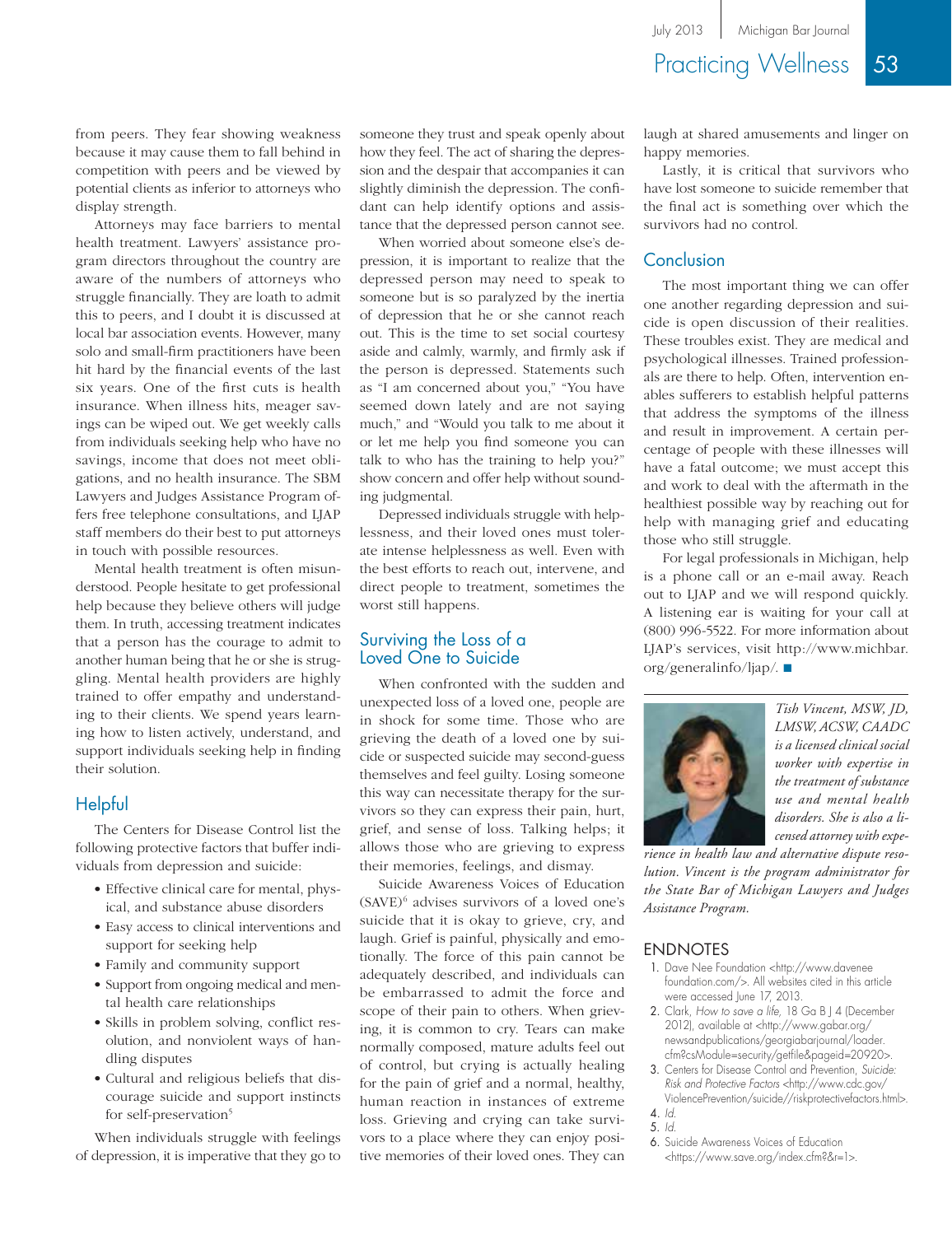from peers. They fear showing weakness because it may cause them to fall behind in competition with peers and be viewed by potential clients as inferior to attorneys who display strength.

Attorneys may face barriers to mental health treatment. Lawyers' assistance program directors throughout the country are aware of the numbers of attorneys who struggle financially. They are loath to admit this to peers, and I doubt it is discussed at local bar association events. However, many solo and small-firm practitioners have been hit hard by the financial events of the last six years. One of the first cuts is health insurance. When illness hits, meager savings can be wiped out. We get weekly calls from individuals seeking help who have no savings, income that does not meet obligations, and no health insurance. The SBM Lawyers and Judges Assistance Program offers free telephone consultations, and LJAP staff members do their best to put attorneys in touch with possible resources.

Mental health treatment is often misunderstood. People hesitate to get professional help because they believe others will judge them. In truth, accessing treatment indicates that a person has the courage to admit to another human being that he or she is struggling. Mental health providers are highly trained to offer empathy and understanding to their clients. We spend years learning how to listen actively, understand, and support individuals seeking help in finding their solution.

## Helpful

The Centers for Disease Control list the following protective factors that buffer individuals from depression and suicide:

- Effective clinical care for mental, physical, and substance abuse disorders
- Easy access to clinical interventions and support for seeking help
- Family and community support
- Support from ongoing medical and mental health care relationships
- Skills in problem solving, conflict resolution, and nonviolent ways of handling disputes
- Cultural and religious beliefs that discourage suicide and support instincts for self-preservation[5]

When individuals struggle with feelings of depression, it is imperative that they go to someone they trust and speak openly about how they feel. The act of sharing the depression and the despair that accompanies it can slightly diminish the depression. The confidant can help identify options and assistance that the depressed person cannot see.

When worried about someone else's depression, it is important to realize that the depressed person may need to speak to someone but is so paralyzed by the inertia of depression that he or she cannot reach out. This is the time to set social courtesy aside and calmly, warmly, and firmly ask if the person is depressed. Statements such as "I am concerned about you," "You have seemed down lately and are not saying much," and "Would you talk to me about it or let me help you find someone you can talk to who has the training to help you?" show concern and offer help without sounding judgmental.

Depressed individuals struggle with helplessness, and their loved ones must tolerate intense helplessness as well. Even with the best efforts to reach out, intervene, and direct people to treatment, sometimes the worst still happens.

## Surviving the Loss of a Loved One to Suicide

When confronted with the sudden and unexpected loss of a loved one, people are in shock for some time. Those who are grieving the death of a loved one by suicide or suspected suicide may second-guess themselves and feel guilty. Losing someone this way can necessitate therapy for the survivors so they can express their pain, hurt, grief, and sense of loss. Talking helps; it allows those who are grieving to express their memories, feelings, and dismay.

Suicide Awareness Voices of Education (SAVE)[6] advises survivors of a loved one's suicide that it is okay to grieve, cry, and laugh. Grief is painful, physically and emotionally. The force of this pain cannot be adequately described, and individuals can be embarrassed to admit the force and scope of their pain to others. When grieving, it is common to cry. Tears can make normally composed, mature adults feel out of control, but crying is actually healing for the pain of grief and a normal, healthy, human reaction in instances of extreme loss. Grieving and crying can take survivors to a place where they can enjoy positive memories of their loved ones. They can laugh at shared amusements and linger on happy memories.

Lastly, it is critical that survivors who have lost someone to suicide remember that the final act is something over which the survivors had no control.

## Conclusion

The most important thing we can offer one another regarding depression and suicide is open discussion of their realities. These troubles exist. They are medical and psychological illnesses. Trained professionals are there to help. Often, intervention enables sufferers to establish helpful patterns that address the symptoms of the illness and result in improvement. A certain percentage of people with these illnesses will have a fatal outcome; we must accept this and work to deal with the aftermath in the healthiest possible way by reaching out for help with managing grief and educating those who still struggle.

For legal professionals in Michigan, help is a phone call or an e-mail away. Reach out to LJAP and we will respond quickly. A listening ear is waiting for your call at (800) 996-5522. For more information about LJAP's services, visit http://www.michbar.org/generalinfo/ljap/. ■

*Tish Vincent, MSW, JD, LMSW, ACSW, CAADC is a licensed clinical social worker with expertise in the treatment of substance use and mental health disorders. She is also a licensed attorney with experience in health law and alternative dispute resolution. Vincent is the program administrator for the State Bar of Michigan Lawyers and Judges Assistance Program.*

## ENDNOTES

1. Dave Nee Foundation <http://www.daveneefoundation.com/>. All websites cited in this article were accessed June 17, 2013.
2. Clark, *How to save a life*, 18 Ga B J 4 (December 2012), available at <http://www.gabar.org/newsandpublications/georgiabarjournal/loader.cfm?csModule=security/getfile&pageid=20920>.
3. Centers for Disease Control and Prevention, *Suicide: Risk and Protective Factors* <http://www.cdc.gov/ViolencePrevention/suicide//riskprotectivefactors.html>.
4. *Id.*
5. *Id.*
6. Suicide Awareness Voices of Education <https://www.save.org/index.cfm?&r=1>.